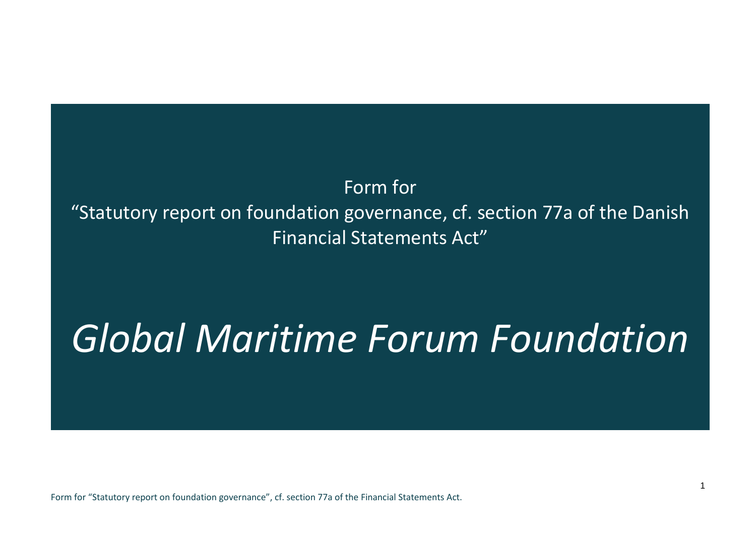Form for

"Statutory report on foundation governance, cf. section 77a of the Danish Financial Statements Act"

# *Global Maritime Forum Foundation*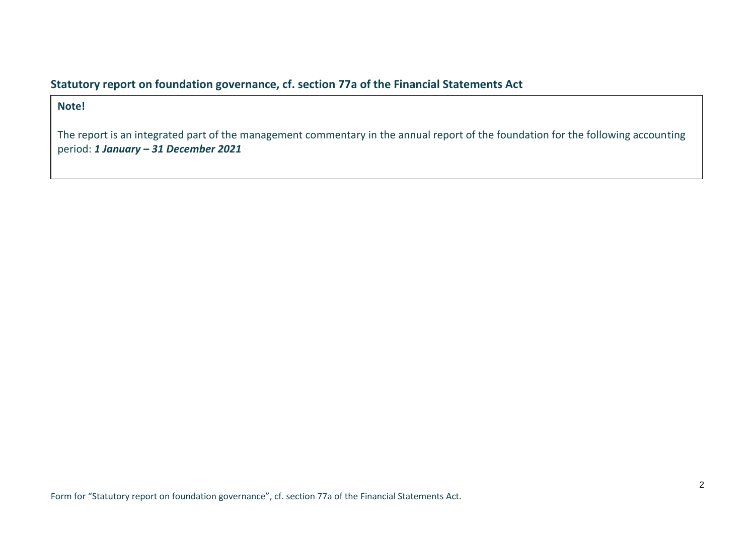## Statutory report on foundation governance, cf. section 77a of the Financial Statements Act

**Note!**

The report is an integrated part of the management commentary in the annual report of the foundation for the following accounting period: ***1 January – 31 December 2021***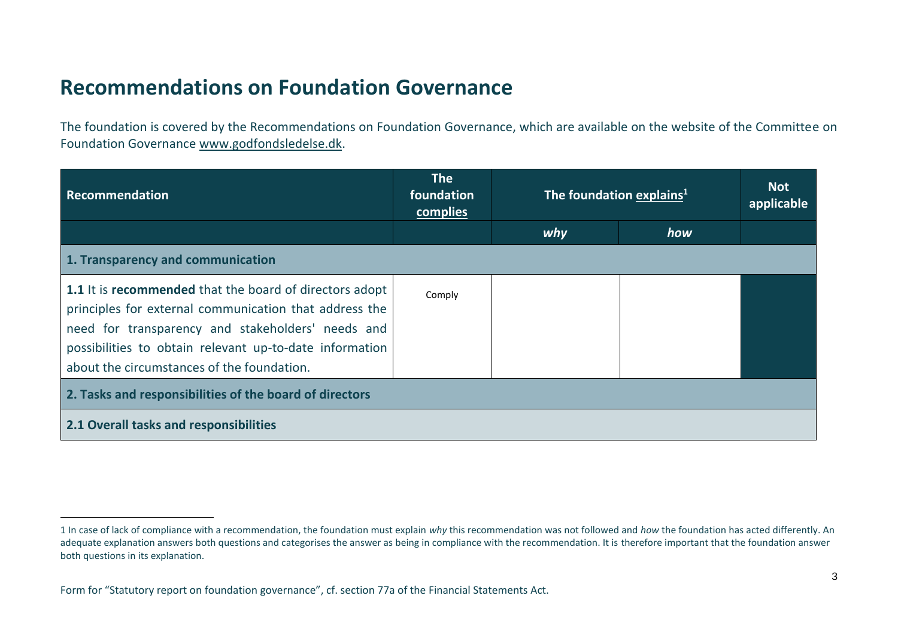# Recommendations on Foundation Governance

The foundation is covered by the Recommendations on Foundation Governance, which are available on the website of the Committee on Foundation Governance www.godfondsledelse.dk.

| Recommendation | The foundation complies | The foundation explains[1] | | Not applicable |
|---|---|---|---|---|
| | | *why* | *how* | |
| **1. Transparency and communication** | | | | |
| **1.1** It is **recommended** that the board of directors adopt principles for external communication that address the need for transparency and stakeholders' needs and possibilities to obtain relevant up-to-date information about the circumstances of the foundation. | Comply | | | |
| **2. Tasks and responsibilities of the board of directors** | | | | |
| **2.1 Overall tasks and responsibilities** | | | | |

1 In case of lack of compliance with a recommendation, the foundation must explain *why* this recommendation was not followed and *how* the foundation has acted differently. An adequate explanation answers both questions and categorises the answer as being in compliance with the recommendation. It is therefore important that the foundation answer both questions in its explanation.

Form for "Statutory report on foundation governance", cf. section 77a of the Financial Statements Act.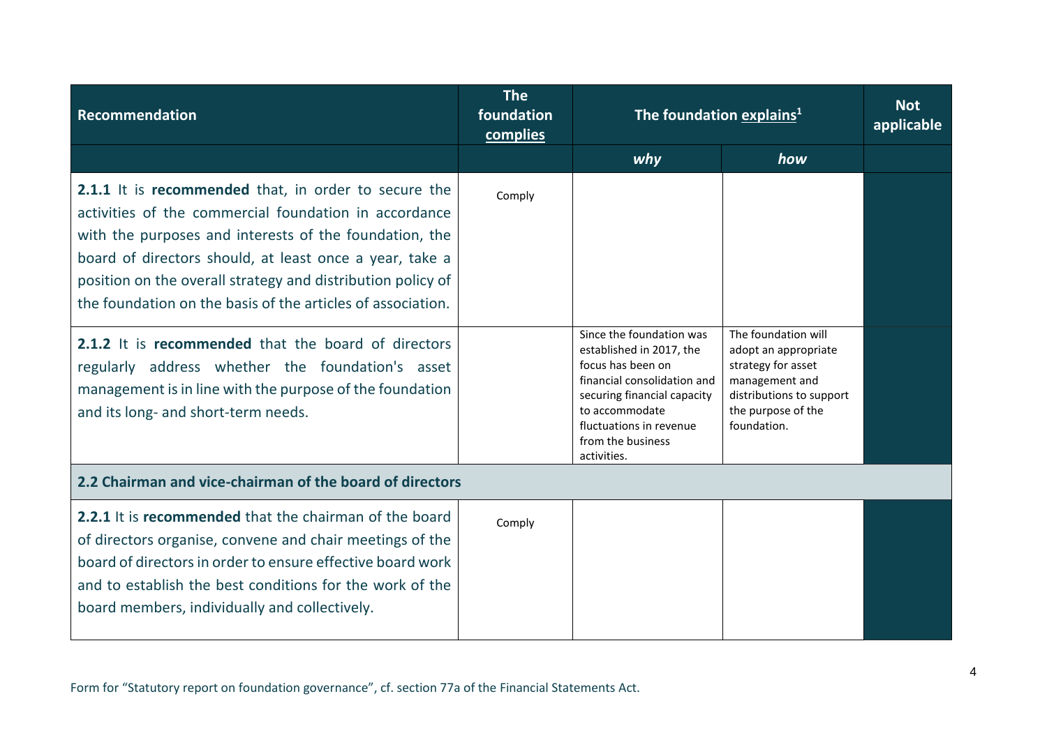| Recommendation | The foundation complies | The foundation explains[1] | | Not applicable |
|---|---|---|---|---|
| | | *why* | *how* | |
| **2.1.1** It is **recommended** that, in order to secure the activities of the commercial foundation in accordance with the purposes and interests of the foundation, the board of directors should, at least once a year, take a position on the overall strategy and distribution policy of the foundation on the basis of the articles of association. | Comply | | | |
| **2.1.2** It is **recommended** that the board of directors regularly address whether the foundation's asset management is in line with the purpose of the foundation and its long- and short-term needs. | | Since the foundation was established in 2017, the focus has been on financial consolidation and securing financial capacity to accommodate fluctuations in revenue from the business activities. | The foundation will adopt an appropriate strategy for asset management and distributions to support the purpose of the foundation. | |
| **2.2 Chairman and vice-chairman of the board of directors** | | | | |
| **2.2.1** It is **recommended** that the chairman of the board of directors organise, convene and chair meetings of the board of directors in order to ensure effective board work and to establish the best conditions for the work of the board members, individually and collectively. | Comply | | | |

Form for "Statutory report on foundation governance", cf. section 77a of the Financial Statements Act.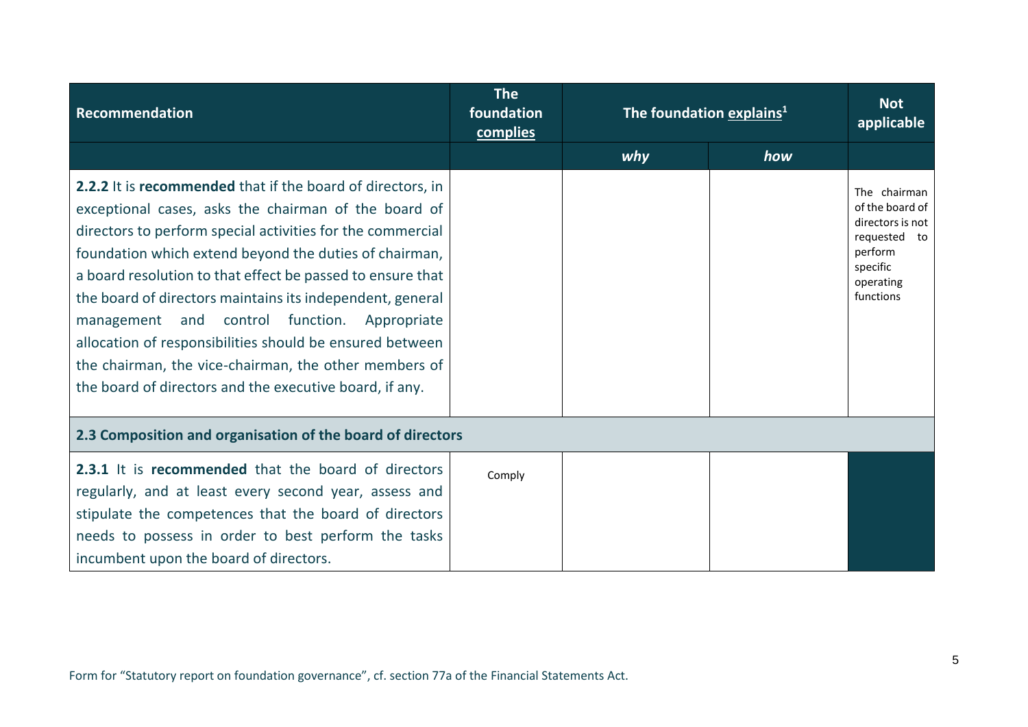| Recommendation | The foundation <u>complies</u> | The foundation <u>explains</u>[1] | | Not applicable |
|---|---|---|---|---|
| | | *why* | *how* | |
| **2.2.2** It is **recommended** that if the board of directors, in exceptional cases, asks the chairman of the board of directors to perform special activities for the commercial foundation which extend beyond the duties of chairman, a board resolution to that effect be passed to ensure that the board of directors maintains its independent, general management and control function. Appropriate allocation of responsibilities should be ensured between the chairman, the vice-chairman, the other members of the board of directors and the executive board, if any. | | | | The chairman of the board of directors is not requested to perform specific operating functions |
| **2.3 Composition and organisation of the board of directors** | | | | |
| **2.3.1** It is **recommended** that the board of directors regularly, and at least every second year, assess and stipulate the competences that the board of directors needs to possess in order to best perform the tasks incumbent upon the board of directors. | Comply | | | |

Form for "Statutory report on foundation governance", cf. section 77a of the Financial Statements Act.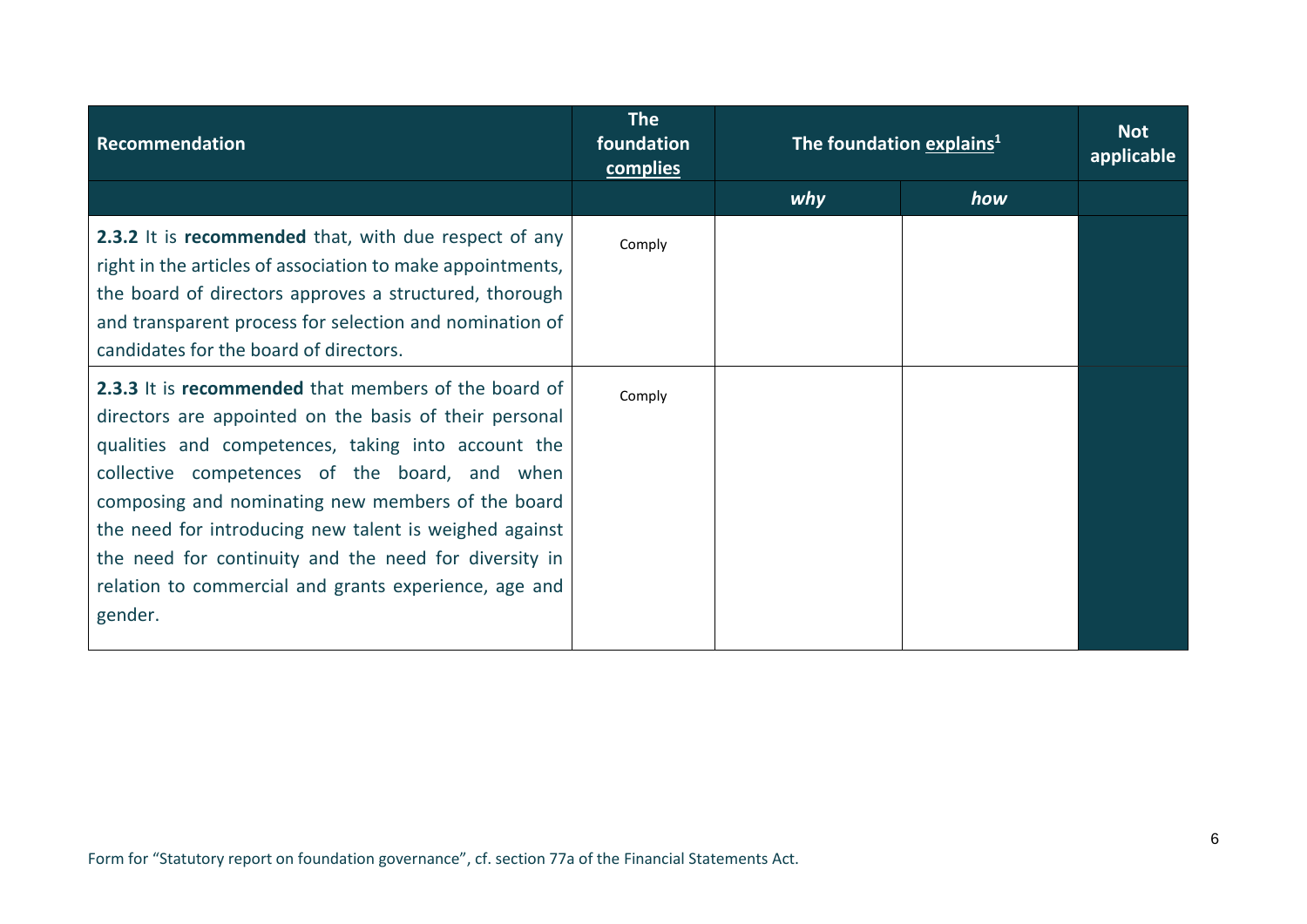| Recommendation | The foundation complies | The foundation explains[1] | | Not applicable |
|---|---|---|---|---|
| | | *why* | *how* | |
| **2.3.2** It is **recommended** that, with due respect of any right in the articles of association to make appointments, the board of directors approves a structured, thorough and transparent process for selection and nomination of candidates for the board of directors. | Comply | | | |
| **2.3.3** It is **recommended** that members of the board of directors are appointed on the basis of their personal qualities and competences, taking into account the collective competences of the board, and when composing and nominating new members of the board the need for introducing new talent is weighed against the need for continuity and the need for diversity in relation to commercial and grants experience, age and gender. | Comply | | | |

Form for "Statutory report on foundation governance", cf. section 77a of the Financial Statements Act.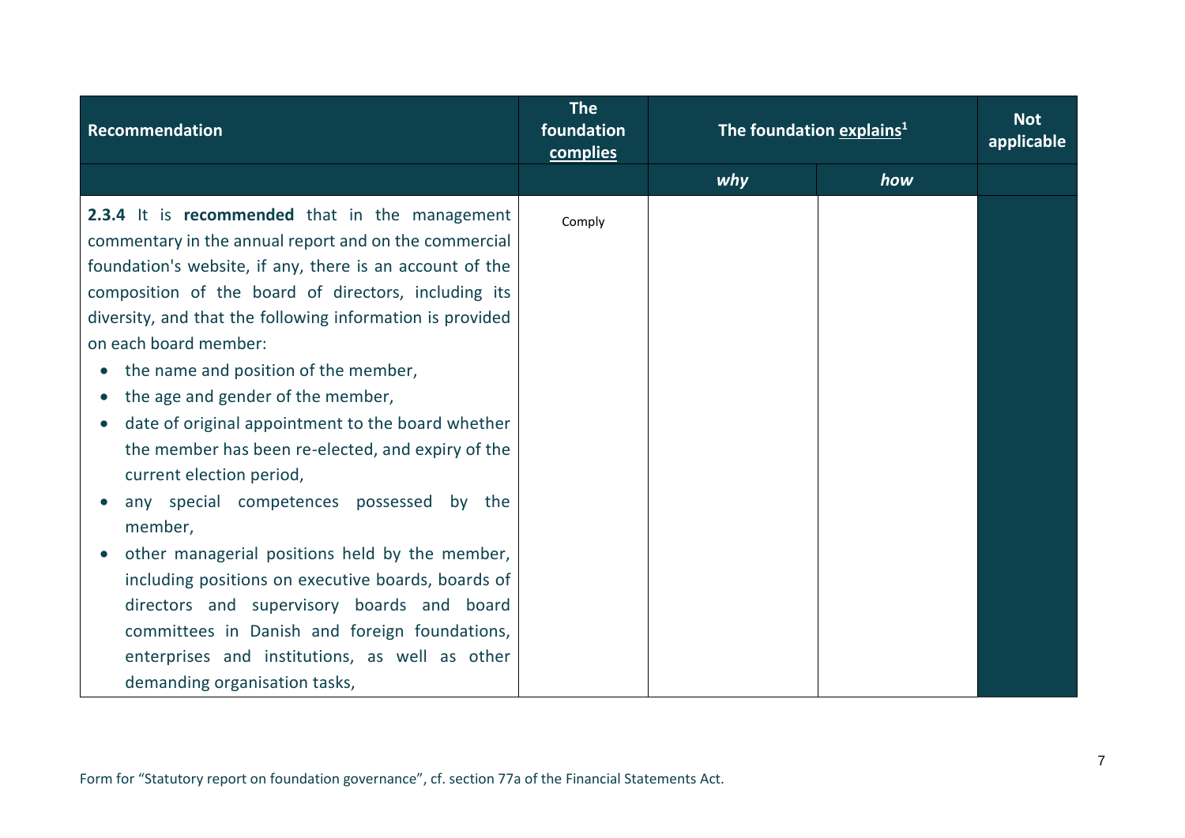| Recommendation | The foundation complies | The foundation explains[1] | | Not applicable |
|---|---|---|---|---|
| | | *why* | *how* | |
| **2.3.4** It is **recommended** that in the management commentary in the annual report and on the commercial foundation's website, if any, there is an account of the composition of the board of directors, including its diversity, and that the following information is provided on each board member:<br>• the name and position of the member,<br>• the age and gender of the member,<br>• date of original appointment to the board whether the member has been re-elected, and expiry of the current election period,<br>• any special competences possessed by the member,<br>• other managerial positions held by the member, including positions on executive boards, boards of directors and supervisory boards and board committees in Danish and foreign foundations, enterprises and institutions, as well as other demanding organisation tasks, | Comply | | | |

Form for "Statutory report on foundation governance", cf. section 77a of the Financial Statements Act.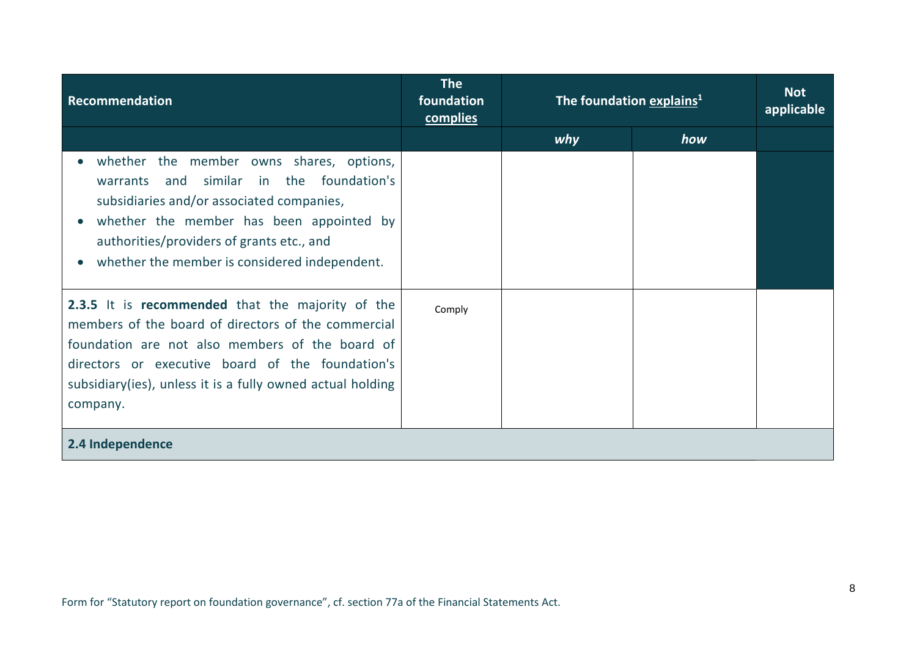| Recommendation | The foundation complies | The foundation explains[1] | | Not applicable |
|---|---|---|---|---|
| | | *why* | *how* | |
| • whether the member owns shares, options, warrants and similar in the foundation's subsidiaries and/or associated companies,<br>• whether the member has been appointed by authorities/providers of grants etc., and<br>• whether the member is considered independent. | | | | |
| **2.3.5** It is **recommended** that the majority of the members of the board of directors of the commercial foundation are not also members of the board of directors or executive board of the foundation's subsidiary(ies), unless it is a fully owned actual holding company. | Comply | | | |
| **2.4 Independence** | | | | |

Form for "Statutory report on foundation governance", cf. section 77a of the Financial Statements Act.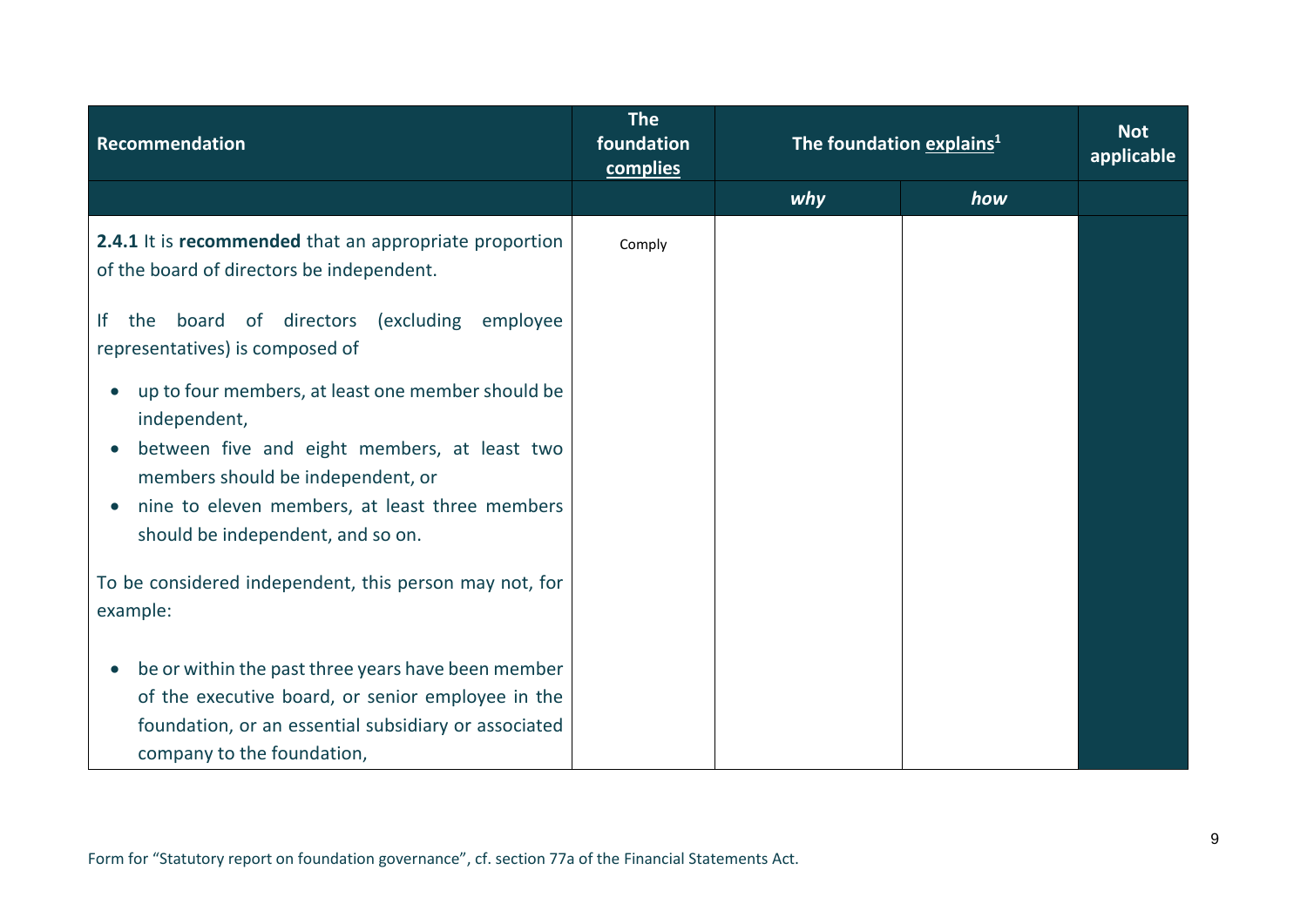| Recommendation | The foundation complies | The foundation explains[1] | | Not applicable |
|---|---|---|---|---|
| | | *why* | *how* | |
| **2.4.1** It is **recommended** that an appropriate proportion of the board of directors be independent.<br><br>If the board of directors (excluding employee representatives) is composed of<br><br>• up to four members, at least one member should be independent,<br>• between five and eight members, at least two members should be independent, or<br>• nine to eleven members, at least three members should be independent, and so on.<br><br>To be considered independent, this person may not, for example:<br><br>• be or within the past three years have been member of the executive board, or senior employee in the foundation, or an essential subsidiary or associated company to the foundation, | Comply | | | |

Form for "Statutory report on foundation governance", cf. section 77a of the Financial Statements Act.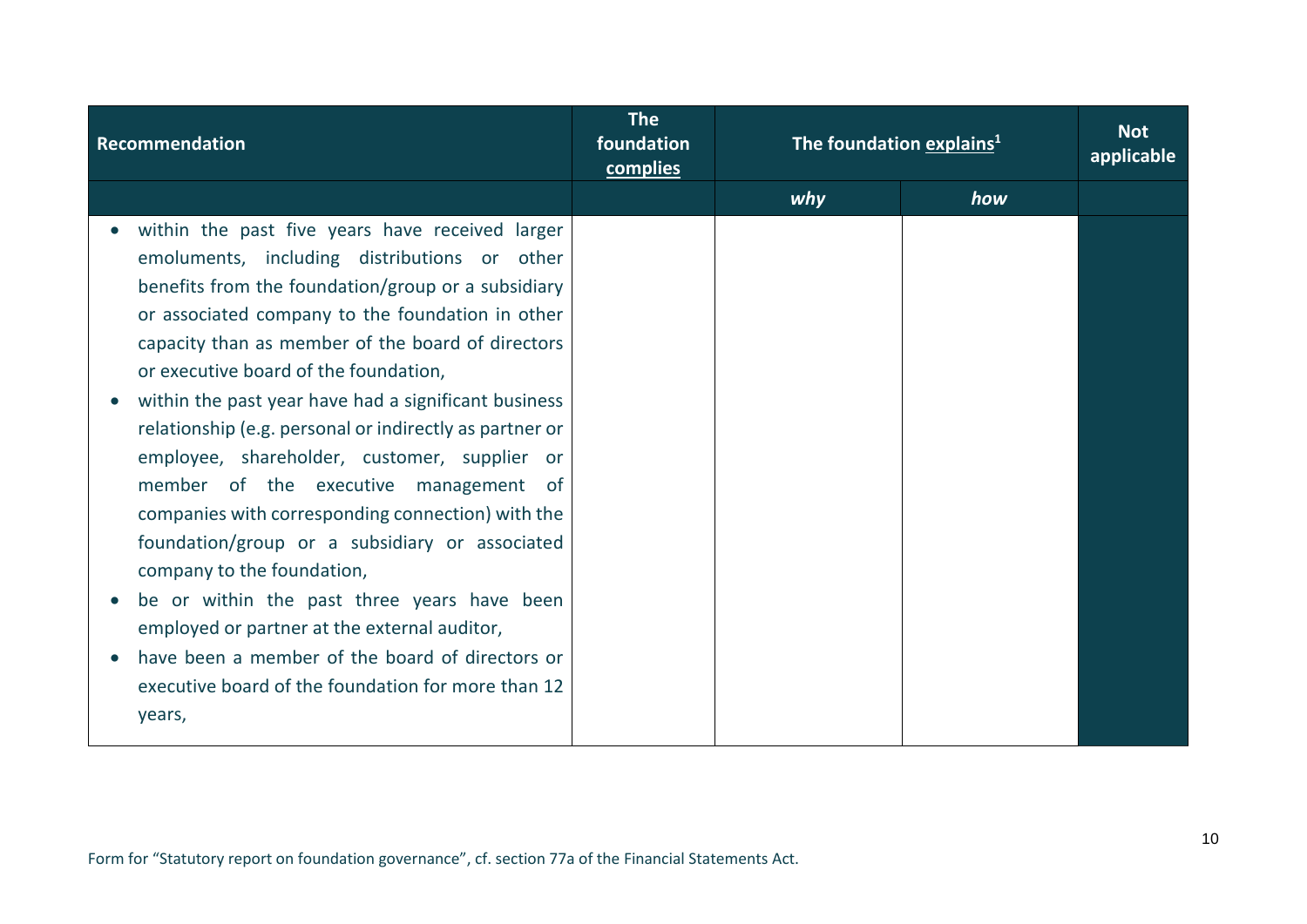| Recommendation | The foundation complies | The foundation explains[1] | | Not applicable |
|---|---|---|---|---|
| | | *why* | *how* | |
| • within the past five years have received larger emoluments, including distributions or other benefits from the foundation/group or a subsidiary or associated company to the foundation in other capacity than as member of the board of directors or executive board of the foundation,<br>• within the past year have had a significant business relationship (e.g. personal or indirectly as partner or employee, shareholder, customer, supplier or member of the executive management of companies with corresponding connection) with the foundation/group or a subsidiary or associated company to the foundation,<br>• be or within the past three years have been employed or partner at the external auditor,<br>• have been a member of the board of directors or executive board of the foundation for more than 12 years, | | | | |

Form for "Statutory report on foundation governance", cf. section 77a of the Financial Statements Act.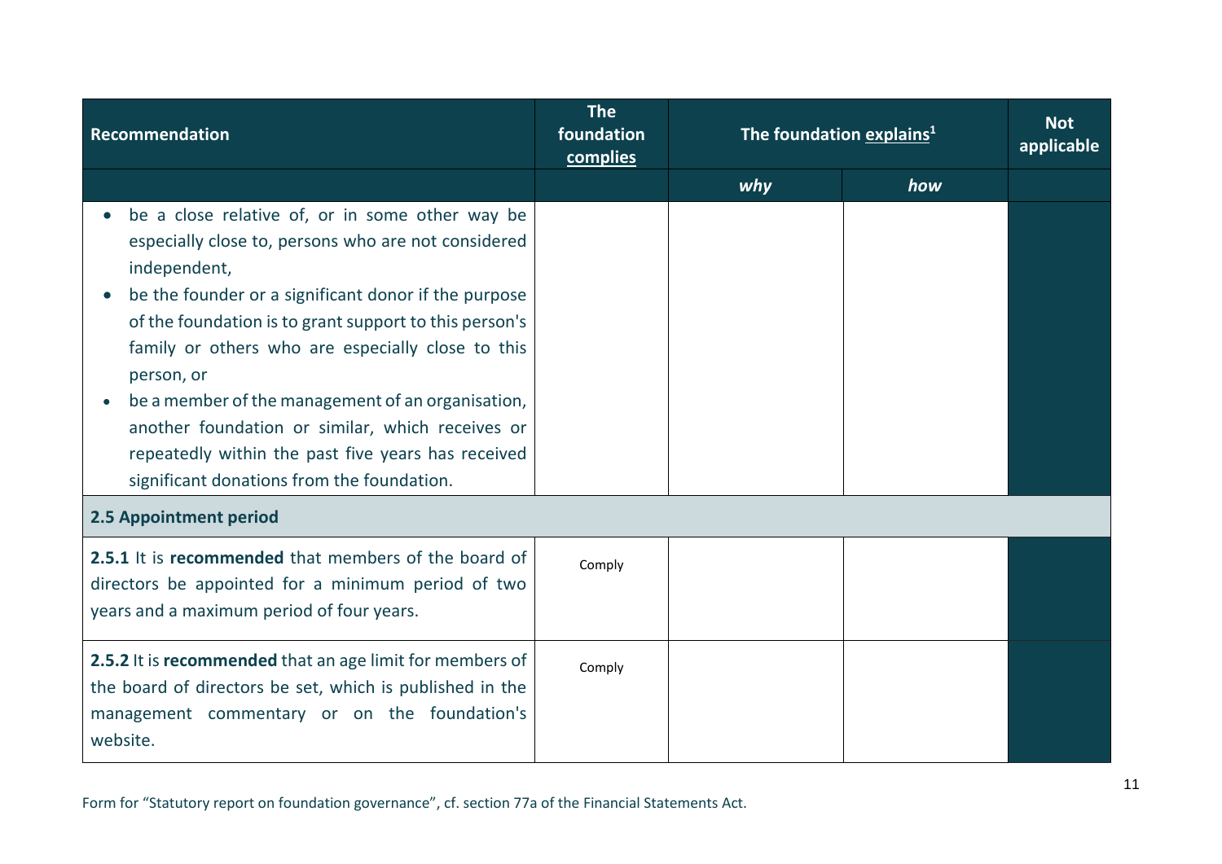| Recommendation | The foundation complies | The foundation explains[1] | | Not applicable |
|---|---|---|---|---|
| | | *why* | *how* | |
| • be a close relative of, or in some other way be especially close to, persons who are not considered independent,<br>• be the founder or a significant donor if the purpose of the foundation is to grant support to this person's family or others who are especially close to this person, or<br>• be a member of the management of an organisation, another foundation or similar, which receives or repeatedly within the past five years has received significant donations from the foundation. | | | | |
| **2.5 Appointment period** | | | | |
| **2.5.1** It is **recommended** that members of the board of directors be appointed for a minimum period of two years and a maximum period of four years. | Comply | | | |
| **2.5.2** It is **recommended** that an age limit for members of the board of directors be set, which is published in the management commentary or on the foundation's website. | Comply | | | |

Form for "Statutory report on foundation governance", cf. section 77a of the Financial Statements Act.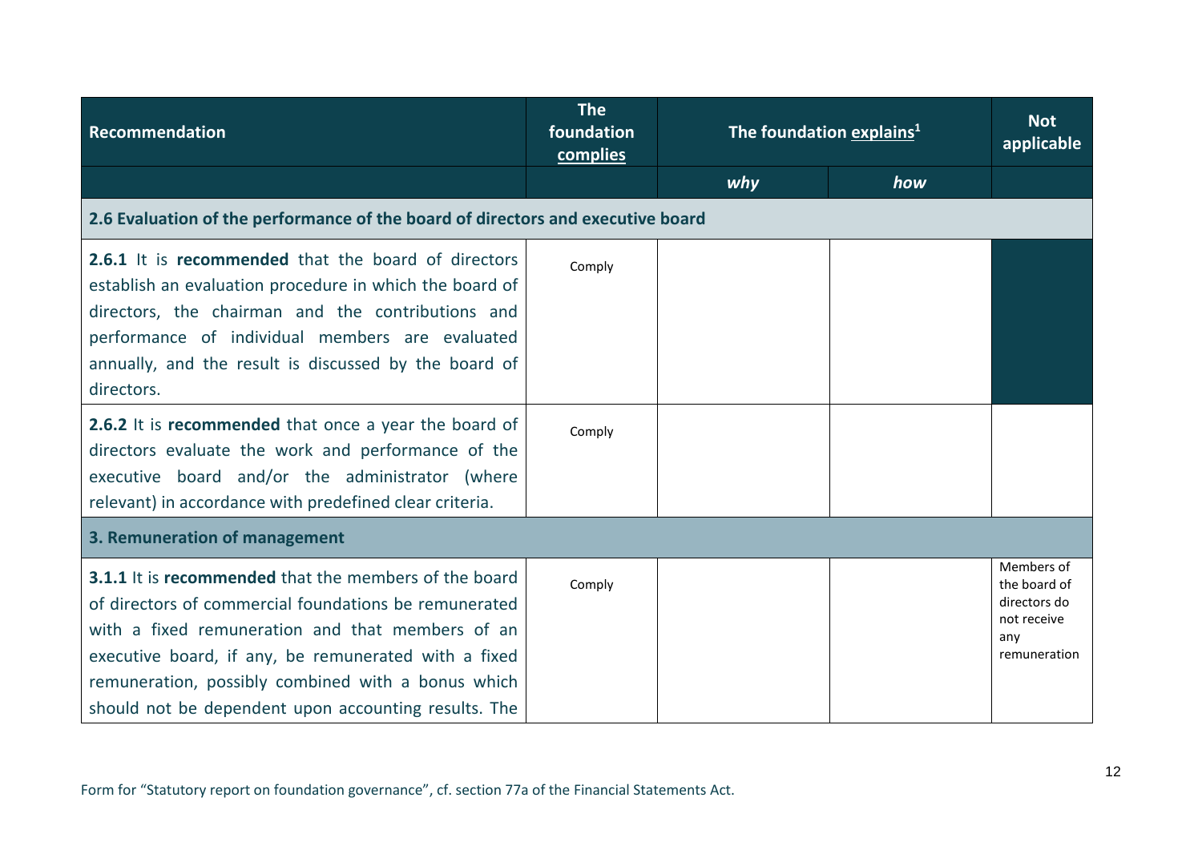| Recommendation | The foundation complies | The foundation explains[1] | | Not applicable |
|---|---|---|---|---|
| | | *why* | *how* | |
| **2.6 Evaluation of the performance of the board of directors and executive board** | | | | |
| **2.6.1** It is **recommended** that the board of directors establish an evaluation procedure in which the board of directors, the chairman and the contributions and performance of individual members are evaluated annually, and the result is discussed by the board of directors. | Comply | | | |
| **2.6.2** It is **recommended** that once a year the board of directors evaluate the work and performance of the executive board and/or the administrator (where relevant) in accordance with predefined clear criteria. | Comply | | | |
| **3. Remuneration of management** | | | | |
| **3.1.1** It is **recommended** that the members of the board of directors of commercial foundations be remunerated with a fixed remuneration and that members of an executive board, if any, be remunerated with a fixed remuneration, possibly combined with a bonus which should not be dependent upon accounting results. The | Comply | | | Members of the board of directors do not receive any remuneration |

Form for "Statutory report on foundation governance", cf. section 77a of the Financial Statements Act.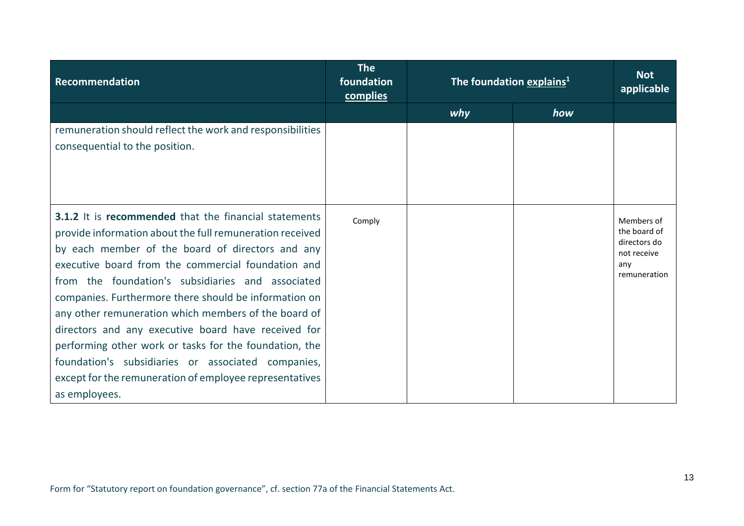| Recommendation | The foundation complies | The foundation explains[1] | | Not applicable |
|---|---|---|---|---|
| | | *why* | *how* | |
| remuneration should reflect the work and responsibilities consequential to the position. | | | | |
| **3.1.2** It is **recommended** that the financial statements provide information about the full remuneration received by each member of the board of directors and any executive board from the commercial foundation and from the foundation's subsidiaries and associated companies. Furthermore there should be information on any other remuneration which members of the board of directors and any executive board have received for performing other work or tasks for the foundation, the foundation's subsidiaries or associated companies, except for the remuneration of employee representatives as employees. | Comply | | | Members of the board of directors do not receive any remuneration |

Form for "Statutory report on foundation governance", cf. section 77a of the Financial Statements Act.